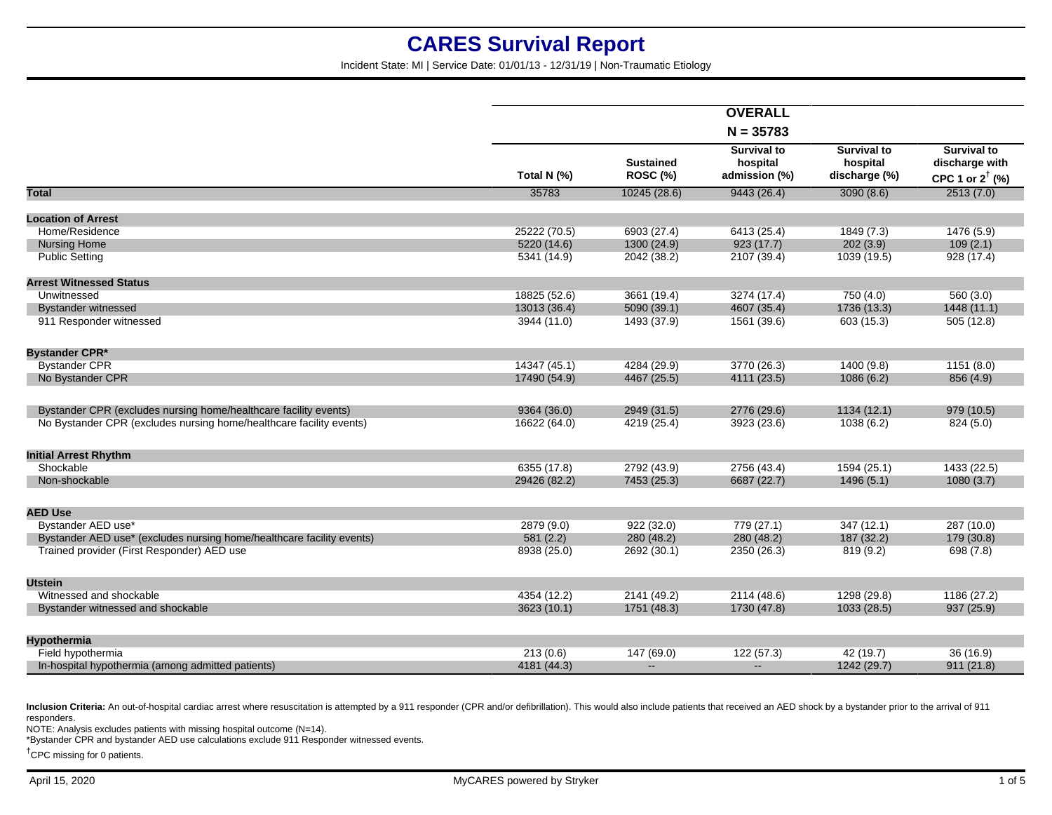# CARES Survival Report

Incident State: MI | Service Date: 01/01/13 - 12/31/19 | Non-Traumatic Etiology

| | OVERALL N = 35783 | | | | |
|---|---|---|---|---|---|
| | Total N (%) | Sustained ROSC (%) | Survival to hospital admission (%) | Survival to hospital discharge (%) | Survival to discharge with CPC 1 or 2† (%) |
| **Total** | 35783 | 10245 (28.6) | 9443 (26.4) | 3090 (8.6) | 2513 (7.0) |
| **Location of Arrest** | | | | | |
| Home/Residence | 25222 (70.5) | 6903 (27.4) | 6413 (25.4) | 1849 (7.3) | 1476 (5.9) |
| Nursing Home | 5220 (14.6) | 1300 (24.9) | 923 (17.7) | 202 (3.9) | 109 (2.1) |
| Public Setting | 5341 (14.9) | 2042 (38.2) | 2107 (39.4) | 1039 (19.5) | 928 (17.4) |
| **Arrest Witnessed Status** | | | | | |
| Unwitnessed | 18825 (52.6) | 3661 (19.4) | 3274 (17.4) | 750 (4.0) | 560 (3.0) |
| Bystander witnessed | 13013 (36.4) | 5090 (39.1) | 4607 (35.4) | 1736 (13.3) | 1448 (11.1) |
| 911 Responder witnessed | 3944 (11.0) | 1493 (37.9) | 1561 (39.6) | 603 (15.3) | 505 (12.8) |
| **Bystander CPR*** | | | | | |
| Bystander CPR | 14347 (45.1) | 4284 (29.9) | 3770 (26.3) | 1400 (9.8) | 1151 (8.0) |
| No Bystander CPR | 17490 (54.9) | 4467 (25.5) | 4111 (23.5) | 1086 (6.2) | 856 (4.9) |
| Bystander CPR (excludes nursing home/healthcare facility events) | 9364 (36.0) | 2949 (31.5) | 2776 (29.6) | 1134 (12.1) | 979 (10.5) |
| No Bystander CPR (excludes nursing home/healthcare facility events) | 16622 (64.0) | 4219 (25.4) | 3923 (23.6) | 1038 (6.2) | 824 (5.0) |
| **Initial Arrest Rhythm** | | | | | |
| Shockable | 6355 (17.8) | 2792 (43.9) | 2756 (43.4) | 1594 (25.1) | 1433 (22.5) |
| Non-shockable | 29426 (82.2) | 7453 (25.3) | 6687 (22.7) | 1496 (5.1) | 1080 (3.7) |
| **AED Use** | | | | | |
| Bystander AED use* | 2879 (9.0) | 922 (32.0) | 779 (27.1) | 347 (12.1) | 287 (10.0) |
| Bystander AED use* (excludes nursing home/healthcare facility events) | 581 (2.2) | 280 (48.2) | 280 (48.2) | 187 (32.2) | 179 (30.8) |
| Trained provider (First Responder) AED use | 8938 (25.0) | 2692 (30.1) | 2350 (26.3) | 819 (9.2) | 698 (7.8) |
| **Utstein** | | | | | |
| Witnessed and shockable | 4354 (12.2) | 2141 (49.2) | 2114 (48.6) | 1298 (29.8) | 1186 (27.2) |
| Bystander witnessed and shockable | 3623 (10.1) | 1751 (48.3) | 1730 (47.8) | 1033 (28.5) | 937 (25.9) |
| **Hypothermia** | | | | | |
| Field hypothermia | 213 (0.6) | 147 (69.0) | 122 (57.3) | 42 (19.7) | 36 (16.9) |
| In-hospital hypothermia (among admitted patients) | 4181 (44.3) | -- | -- | 1242 (29.7) | 911 (21.8) |

**Inclusion Criteria:** An out-of-hospital cardiac arrest where resuscitation is attempted by a 911 responder (CPR and/or defibrillation). This would also include patients that received an AED shock by a bystander prior to the arrival of 911 responders.

NOTE: Analysis excludes patients with missing hospital outcome (N=14).

*Bystander CPR and bystander AED use calculations exclude 911 Responder witnessed events.

†CPC missing for 0 patients.

April 15, 2020 MyCARES powered by Stryker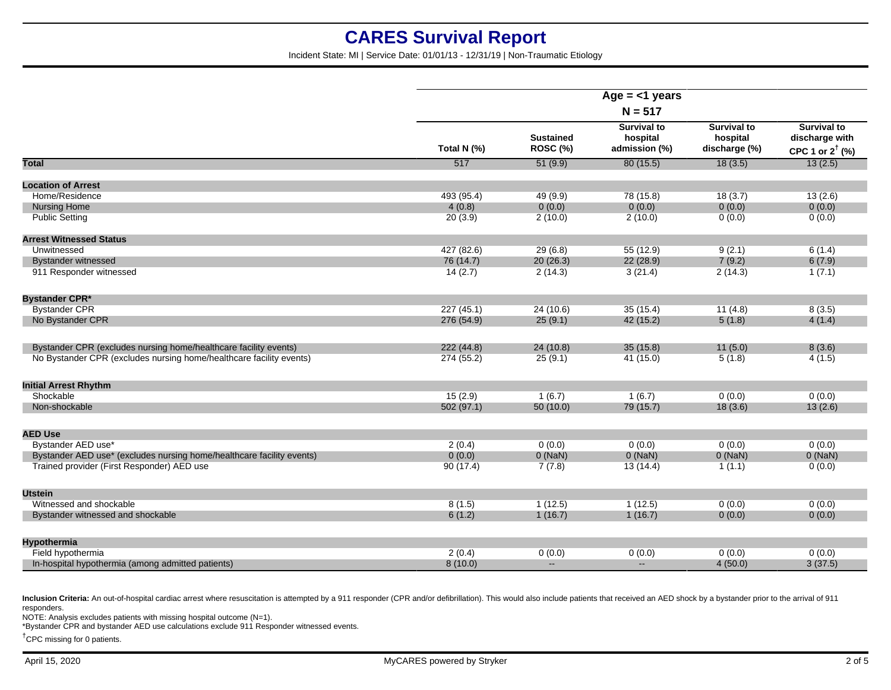# CARES Survival Report

Incident State: MI | Service Date: 01/01/13 - 12/31/19 | Non-Traumatic Etiology

| | Age = <1 years N = 517 | | | | |
|---|---|---|---|---|---|
| | Total N (%) | Sustained ROSC (%) | Survival to hospital admission (%) | Survival to hospital discharge (%) | Survival to discharge with CPC 1 or 2[†] (%) |
| **Total** | 517 | 51 (9.9) | 80 (15.5) | 18 (3.5) | 13 (2.5) |
| **Location of Arrest** | | | | | |
| Home/Residence | 493 (95.4) | 49 (9.9) | 78 (15.8) | 18 (3.7) | 13 (2.6) |
| Nursing Home | 4 (0.8) | 0 (0.0) | 0 (0.0) | 0 (0.0) | 0 (0.0) |
| Public Setting | 20 (3.9) | 2 (10.0) | 2 (10.0) | 0 (0.0) | 0 (0.0) |
| **Arrest Witnessed Status** | | | | | |
| Unwitnessed | 427 (82.6) | 29 (6.8) | 55 (12.9) | 9 (2.1) | 6 (1.4) |
| Bystander witnessed | 76 (14.7) | 20 (26.3) | 22 (28.9) | 7 (9.2) | 6 (7.9) |
| 911 Responder witnessed | 14 (2.7) | 2 (14.3) | 3 (21.4) | 2 (14.3) | 1 (7.1) |
| **Bystander CPR*** | | | | | |
| Bystander CPR | 227 (45.1) | 24 (10.6) | 35 (15.4) | 11 (4.8) | 8 (3.5) |
| No Bystander CPR | 276 (54.9) | 25 (9.1) | 42 (15.2) | 5 (1.8) | 4 (1.4) |
| Bystander CPR (excludes nursing home/healthcare facility events) | 222 (44.8) | 24 (10.8) | 35 (15.8) | 11 (5.0) | 8 (3.6) |
| No Bystander CPR (excludes nursing home/healthcare facility events) | 274 (55.2) | 25 (9.1) | 41 (15.0) | 5 (1.8) | 4 (1.5) |
| **Initial Arrest Rhythm** | | | | | |
| Shockable | 15 (2.9) | 1 (6.7) | 1 (6.7) | 0 (0.0) | 0 (0.0) |
| Non-shockable | 502 (97.1) | 50 (10.0) | 79 (15.7) | 18 (3.6) | 13 (2.6) |
| **AED Use** | | | | | |
| Bystander AED use* | 2 (0.4) | 0 (0.0) | 0 (0.0) | 0 (0.0) | 0 (0.0) |
| Bystander AED use* (excludes nursing home/healthcare facility events) | 0 (0.0) | 0 (NaN) | 0 (NaN) | 0 (NaN) | 0 (NaN) |
| Trained provider (First Responder) AED use | 90 (17.4) | 7 (7.8) | 13 (14.4) | 1 (1.1) | 0 (0.0) |
| **Utstein** | | | | | |
| Witnessed and shockable | 8 (1.5) | 1 (12.5) | 1 (12.5) | 0 (0.0) | 0 (0.0) |
| Bystander witnessed and shockable | 6 (1.2) | 1 (16.7) | 1 (16.7) | 0 (0.0) | 0 (0.0) |
| **Hypothermia** | | | | | |
| Field hypothermia | 2 (0.4) | 0 (0.0) | 0 (0.0) | 0 (0.0) | 0 (0.0) |
| In-hospital hypothermia (among admitted patients) | 8 (10.0) | -- | -- | 4 (50.0) | 3 (37.5) |

**Inclusion Criteria:** An out-of-hospital cardiac arrest where resuscitation is attempted by a 911 responder (CPR and/or defibrillation). This would also include patients that received an AED shock by a bystander prior to the arrival of 911 responders.

NOTE: Analysis excludes patients with missing hospital outcome (N=1).

*Bystander CPR and bystander AED use calculations exclude 911 Responder witnessed events.

[†]CPC missing for 0 patients.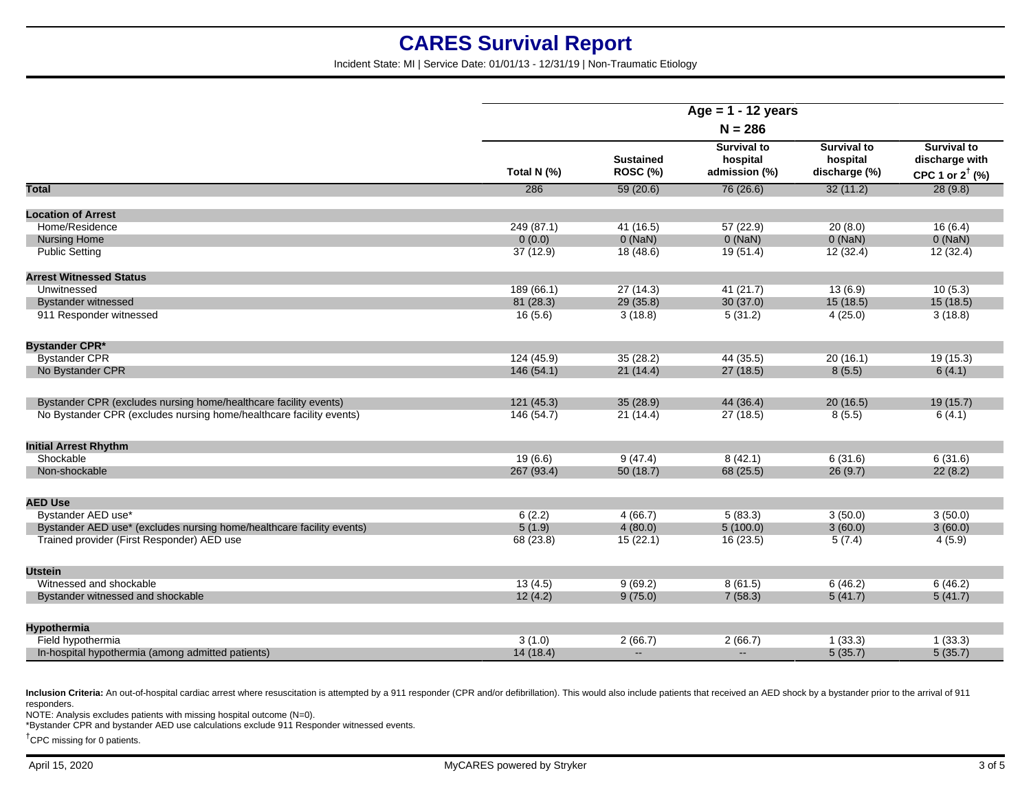# CARES Survival Report

Incident State: MI | Service Date: 01/01/13 - 12/31/19 | Non-Traumatic Etiology

| | Age = 1 - 12 years N = 286 | | | | |
|---|---|---|---|---|---|
| | Total N (%) | Sustained ROSC (%) | Survival to hospital admission (%) | Survival to hospital discharge (%) | Survival to discharge with CPC 1 or 2† (%) |
| **Total** | 286 | 59 (20.6) | 76 (26.6) | 32 (11.2) | 28 (9.8) |
| **Location of Arrest** | | | | | |
| Home/Residence | 249 (87.1) | 41 (16.5) | 57 (22.9) | 20 (8.0) | 16 (6.4) |
| Nursing Home | 0 (0.0) | 0 (NaN) | 0 (NaN) | 0 (NaN) | 0 (NaN) |
| Public Setting | 37 (12.9) | 18 (48.6) | 19 (51.4) | 12 (32.4) | 12 (32.4) |
| **Arrest Witnessed Status** | | | | | |
| Unwitnessed | 189 (66.1) | 27 (14.3) | 41 (21.7) | 13 (6.9) | 10 (5.3) |
| Bystander witnessed | 81 (28.3) | 29 (35.8) | 30 (37.0) | 15 (18.5) | 15 (18.5) |
| 911 Responder witnessed | 16 (5.6) | 3 (18.8) | 5 (31.2) | 4 (25.0) | 3 (18.8) |
| **Bystander CPR*** | | | | | |
| Bystander CPR | 124 (45.9) | 35 (28.2) | 44 (35.5) | 20 (16.1) | 19 (15.3) |
| No Bystander CPR | 146 (54.1) | 21 (14.4) | 27 (18.5) | 8 (5.5) | 6 (4.1) |
| Bystander CPR (excludes nursing home/healthcare facility events) | 121 (45.3) | 35 (28.9) | 44 (36.4) | 20 (16.5) | 19 (15.7) |
| No Bystander CPR (excludes nursing home/healthcare facility events) | 146 (54.7) | 21 (14.4) | 27 (18.5) | 8 (5.5) | 6 (4.1) |
| **Initial Arrest Rhythm** | | | | | |
| Shockable | 19 (6.6) | 9 (47.4) | 8 (42.1) | 6 (31.6) | 6 (31.6) |
| Non-shockable | 267 (93.4) | 50 (18.7) | 68 (25.5) | 26 (9.7) | 22 (8.2) |
| **AED Use** | | | | | |
| Bystander AED use* | 6 (2.2) | 4 (66.7) | 5 (83.3) | 3 (50.0) | 3 (50.0) |
| Bystander AED use* (excludes nursing home/healthcare facility events) | 5 (1.9) | 4 (80.0) | 5 (100.0) | 3 (60.0) | 3 (60.0) |
| Trained provider (First Responder) AED use | 68 (23.8) | 15 (22.1) | 16 (23.5) | 5 (7.4) | 4 (5.9) |
| **Utstein** | | | | | |
| Witnessed and shockable | 13 (4.5) | 9 (69.2) | 8 (61.5) | 6 (46.2) | 6 (46.2) |
| Bystander witnessed and shockable | 12 (4.2) | 9 (75.0) | 7 (58.3) | 5 (41.7) | 5 (41.7) |
| **Hypothermia** | | | | | |
| Field hypothermia | 3 (1.0) | 2 (66.7) | 2 (66.7) | 1 (33.3) | 1 (33.3) |
| In-hospital hypothermia (among admitted patients) | 14 (18.4) | -- | -- | 5 (35.7) | 5 (35.7) |

**Inclusion Criteria:** An out-of-hospital cardiac arrest where resuscitation is attempted by a 911 responder (CPR and/or defibrillation). This would also include patients that received an AED shock by a bystander prior to the arrival of 911 responders.

NOTE: Analysis excludes patients with missing hospital outcome (N=0).

*Bystander CPR and bystander AED use calculations exclude 911 Responder witnessed events.

†CPC missing for 0 patients.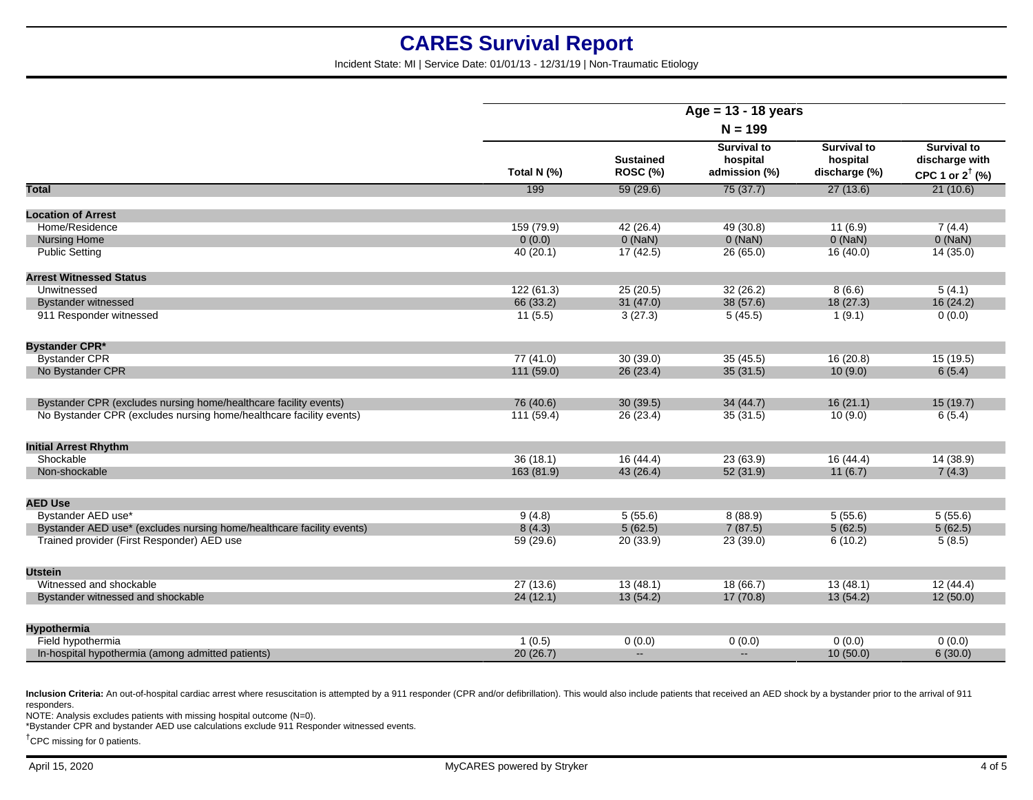# CARES Survival Report

Incident State: MI | Service Date: 01/01/13 - 12/31/19 | Non-Traumatic Etiology

| | Age = 13 - 18 years N = 199 | | | | |
|---|---|---|---|---|---|
| | Total N (%) | Sustained ROSC (%) | Survival to hospital admission (%) | Survival to hospital discharge (%) | Survival to discharge with CPC 1 or 2[†] (%) |
| **Total** | 199 | 59 (29.6) | 75 (37.7) | 27 (13.6) | 21 (10.6) |
| **Location of Arrest** | | | | | |
| Home/Residence | 159 (79.9) | 42 (26.4) | 49 (30.8) | 11 (6.9) | 7 (4.4) |
| Nursing Home | 0 (0.0) | 0 (NaN) | 0 (NaN) | 0 (NaN) | 0 (NaN) |
| Public Setting | 40 (20.1) | 17 (42.5) | 26 (65.0) | 16 (40.0) | 14 (35.0) |
| **Arrest Witnessed Status** | | | | | |
| Unwitnessed | 122 (61.3) | 25 (20.5) | 32 (26.2) | 8 (6.6) | 5 (4.1) |
| Bystander witnessed | 66 (33.2) | 31 (47.0) | 38 (57.6) | 18 (27.3) | 16 (24.2) |
| 911 Responder witnessed | 11 (5.5) | 3 (27.3) | 5 (45.5) | 1 (9.1) | 0 (0.0) |
| **Bystander CPR*** | | | | | |
| Bystander CPR | 77 (41.0) | 30 (39.0) | 35 (45.5) | 16 (20.8) | 15 (19.5) |
| No Bystander CPR | 111 (59.0) | 26 (23.4) | 35 (31.5) | 10 (9.0) | 6 (5.4) |
| Bystander CPR (excludes nursing home/healthcare facility events) | 76 (40.6) | 30 (39.5) | 34 (44.7) | 16 (21.1) | 15 (19.7) |
| No Bystander CPR (excludes nursing home/healthcare facility events) | 111 (59.4) | 26 (23.4) | 35 (31.5) | 10 (9.0) | 6 (5.4) |
| **Initial Arrest Rhythm** | | | | | |
| Shockable | 36 (18.1) | 16 (44.4) | 23 (63.9) | 16 (44.4) | 14 (38.9) |
| Non-shockable | 163 (81.9) | 43 (26.4) | 52 (31.9) | 11 (6.7) | 7 (4.3) |
| **AED Use** | | | | | |
| Bystander AED use* | 9 (4.8) | 5 (55.6) | 8 (88.9) | 5 (55.6) | 5 (55.6) |
| Bystander AED use* (excludes nursing home/healthcare facility events) | 8 (4.3) | 5 (62.5) | 7 (87.5) | 5 (62.5) | 5 (62.5) |
| Trained provider (First Responder) AED use | 59 (29.6) | 20 (33.9) | 23 (39.0) | 6 (10.2) | 5 (8.5) |
| **Utstein** | | | | | |
| Witnessed and shockable | 27 (13.6) | 13 (48.1) | 18 (66.7) | 13 (48.1) | 12 (44.4) |
| Bystander witnessed and shockable | 24 (12.1) | 13 (54.2) | 17 (70.8) | 13 (54.2) | 12 (50.0) |
| **Hypothermia** | | | | | |
| Field hypothermia | 1 (0.5) | 0 (0.0) | 0 (0.0) | 0 (0.0) | 0 (0.0) |
| In-hospital hypothermia (among admitted patients) | 20 (26.7) | -- | -- | 10 (50.0) | 6 (30.0) |

**Inclusion Criteria:** An out-of-hospital cardiac arrest where resuscitation is attempted by a 911 responder (CPR and/or defibrillation). This would also include patients that received an AED shock by a bystander prior to the arrival of 911 responders.

NOTE: Analysis excludes patients with missing hospital outcome (N=0).

*Bystander CPR and bystander AED use calculations exclude 911 Responder witnessed events.

[†]CPC missing for 0 patients.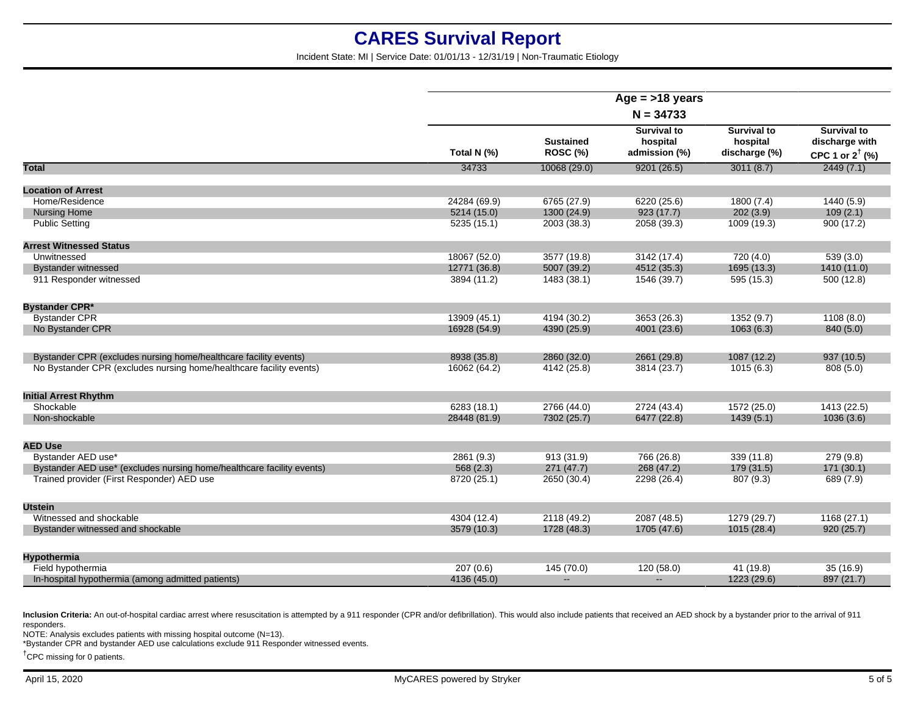# CARES Survival Report

Incident State: MI | Service Date: 01/01/13 - 12/31/19 | Non-Traumatic Etiology

| | Age = >18 years N = 34733 | | | | |
|---|---|---|---|---|---|
| | Total N (%) | Sustained ROSC (%) | Survival to hospital admission (%) | Survival to hospital discharge (%) | Survival to discharge with CPC 1 or 2[†] (%) |
| **Total** | 34733 | 10068 (29.0) | 9201 (26.5) | 3011 (8.7) | 2449 (7.1) |
| **Location of Arrest** | | | | | |
| Home/Residence | 24284 (69.9) | 6765 (27.9) | 6220 (25.6) | 1800 (7.4) | 1440 (5.9) |
| Nursing Home | 5214 (15.0) | 1300 (24.9) | 923 (17.7) | 202 (3.9) | 109 (2.1) |
| Public Setting | 5235 (15.1) | 2003 (38.3) | 2058 (39.3) | 1009 (19.3) | 900 (17.2) |
| **Arrest Witnessed Status** | | | | | |
| Unwitnessed | 18067 (52.0) | 3577 (19.8) | 3142 (17.4) | 720 (4.0) | 539 (3.0) |
| Bystander witnessed | 12771 (36.8) | 5007 (39.2) | 4512 (35.3) | 1695 (13.3) | 1410 (11.0) |
| 911 Responder witnessed | 3894 (11.2) | 1483 (38.1) | 1546 (39.7) | 595 (15.3) | 500 (12.8) |
| **Bystander CPR*** | | | | | |
| Bystander CPR | 13909 (45.1) | 4194 (30.2) | 3653 (26.3) | 1352 (9.7) | 1108 (8.0) |
| No Bystander CPR | 16928 (54.9) | 4390 (25.9) | 4001 (23.6) | 1063 (6.3) | 840 (5.0) |
| Bystander CPR (excludes nursing home/healthcare facility events) | 8938 (35.8) | 2860 (32.0) | 2661 (29.8) | 1087 (12.2) | 937 (10.5) |
| No Bystander CPR (excludes nursing home/healthcare facility events) | 16062 (64.2) | 4142 (25.8) | 3814 (23.7) | 1015 (6.3) | 808 (5.0) |
| **Initial Arrest Rhythm** | | | | | |
| Shockable | 6283 (18.1) | 2766 (44.0) | 2724 (43.4) | 1572 (25.0) | 1413 (22.5) |
| Non-shockable | 28448 (81.9) | 7302 (25.7) | 6477 (22.8) | 1439 (5.1) | 1036 (3.6) |
| **AED Use** | | | | | |
| Bystander AED use* | 2861 (9.3) | 913 (31.9) | 766 (26.8) | 339 (11.8) | 279 (9.8) |
| Bystander AED use* (excludes nursing home/healthcare facility events) | 568 (2.3) | 271 (47.7) | 268 (47.2) | 179 (31.5) | 171 (30.1) |
| Trained provider (First Responder) AED use | 8720 (25.1) | 2650 (30.4) | 2298 (26.4) | 807 (9.3) | 689 (7.9) |
| **Utstein** | | | | | |
| Witnessed and shockable | 4304 (12.4) | 2118 (49.2) | 2087 (48.5) | 1279 (29.7) | 1168 (27.1) |
| Bystander witnessed and shockable | 3579 (10.3) | 1728 (48.3) | 1705 (47.6) | 1015 (28.4) | 920 (25.7) |
| **Hypothermia** | | | | | |
| Field hypothermia | 207 (0.6) | 145 (70.0) | 120 (58.0) | 41 (19.8) | 35 (16.9) |
| In-hospital hypothermia (among admitted patients) | 4136 (45.0) | -- | -- | 1223 (29.6) | 897 (21.7) |

**Inclusion Criteria:** An out-of-hospital cardiac arrest where resuscitation is attempted by a 911 responder (CPR and/or defibrillation). This would also include patients that received an AED shock by a bystander prior to the arrival of 911 responders.

NOTE: Analysis excludes patients with missing hospital outcome (N=13).

*Bystander CPR and bystander AED use calculations exclude 911 Responder witnessed events.

[†]CPC missing for 0 patients.

April 15, 2020

MyCARES powered by Stryker